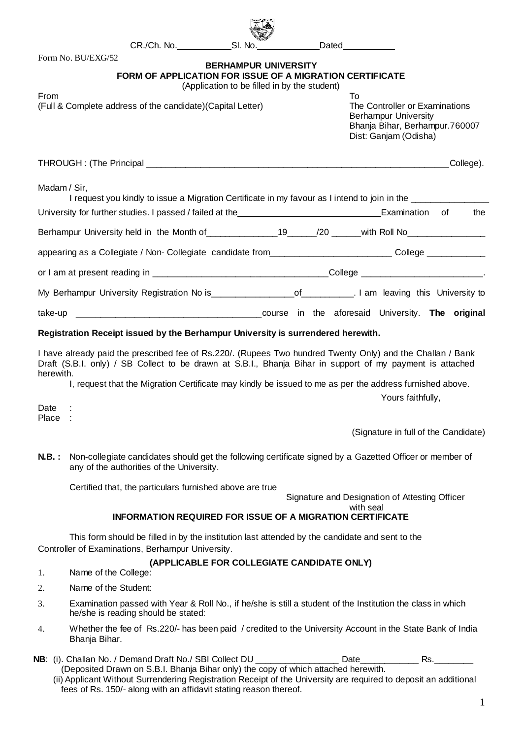CR./Ch. No.\_\_\_\_\_\_\_\_\_\_ Sl. No.\_\_\_\_\_\_\_\_\_\_ Dated\_\_\_\_\_\_\_\_\_\_

Form No. BU/EXG/52

**BERHAMPUR UNIVERSITY**

**FORM OF APPLICATION FOR ISSUE OF A MIGRATION CERTIFICATE**

(Application to be filled in by the student)

From
(Full & Complete address of the candidate)(Capital Letter)

To
The Controller or Examinations
Berhampur University
Bhanja Bihar, Berhampur.760007
Dist: Ganjam (Odisha)

THROUGH : (The Principal \_\_\_\_\_\_\_\_\_\_\_\_\_\_\_\_\_\_\_\_\_\_\_\_\_\_\_\_\_\_\_\_\_\_\_\_\_\_\_\_\_\_\_\_\_\_\_\_\_\_\_\_\_\_\_\_College).

Madam / Sir,

I request you kindly to issue a Migration Certificate in my favour as I intend to join in the \_\_\_\_\_\_\_\_\_\_\_\_\_\_\_\_ University for further studies. I passed / failed at the\_\_\_\_\_\_\_\_\_\_\_\_\_\_\_\_\_\_\_\_\_\_\_\_\_\_\_\_\_\_Examination of the Berhampur University held in the Month of\_\_\_\_\_\_\_\_\_\_\_\_\_\_19\_\_\_\_\_\_/20 \_\_\_\_\_\_with Roll No\_\_\_\_\_\_\_\_\_\_\_\_\_\_\_\_ appearing as a Collegiate / Non- Collegiate candidate from\_\_\_\_\_\_\_\_\_\_\_\_\_\_\_\_\_\_\_\_\_\_\_\_ College \_\_\_\_\_\_\_\_\_\_\_\_ or I am at present reading in \_\_\_\_\_\_\_\_\_\_\_\_\_\_\_\_\_\_\_\_\_\_\_\_\_\_\_\_\_\_\_\_\_\_\_College \_\_\_\_\_\_\_\_\_\_\_\_\_\_\_\_\_\_\_\_\_\_\_\_\_. My Berhampur University Registration No is\_\_\_\_\_\_\_\_\_\_\_\_\_\_\_\_\_of\_\_\_\_\_\_\_\_\_\_. I am leaving this University to take-up \_\_\_\_\_\_\_\_\_\_\_\_\_\_\_\_\_\_\_\_\_\_\_\_\_\_\_\_\_\_\_\_\_\_\_\_\_\_course in the aforesaid University. **The original Registration Receipt issued by the Berhampur University is surrendered herewith.**

I have already paid the prescribed fee of Rs.220/. (Rupees Two hundred Twenty Only) and the Challan / Bank Draft (S.B.I. only) / SB Collect to be drawn at S.B.I., Bhanja Bihar in support of my payment is attached herewith.

I, request that the Migration Certificate may kindly be issued to me as per the address furnished above.

Yours faithfully,

Date :
Place :

(Signature in full of the Candidate)

**N.B. :** Non-collegiate candidates should get the following certificate signed by a Gazetted Officer or member of any of the authorities of the University.

Certified that, the particulars furnished above are true

Signature and Designation of Attesting Officer
with seal

**INFORMATION REQUIRED FOR ISSUE OF A MIGRATION CERTIFICATE**

This form should be filled in by the institution last attended by the candidate and sent to the Controller of Examinations, Berhampur University.

**(APPLICABLE FOR COLLEGIATE CANDIDATE ONLY)**

1. Name of the College:
2. Name of the Student:
3. Examination passed with Year & Roll No., if he/she is still a student of the Institution the class in which he/she is reading should be stated:
4. Whether the fee of Rs.220/- has been paid / credited to the University Account in the State Bank of India Bhanja Bihar.

**NB**: (i). Challan No. / Demand Draft No./ SBI Collect DU \_\_\_\_\_\_\_\_\_\_\_\_\_\_\_\_\_ Date\_\_\_\_\_\_\_\_\_\_\_\_ Rs.\_\_\_\_\_\_\_\_
(Deposited Drawn on S.B.I. Bhanja Bihar only) the copy of which attached herewith.

(ii) Applicant Without Surrendering Registration Receipt of the University are required to deposit an additional fees of Rs. 150/- along with an affidavit stating reason thereof.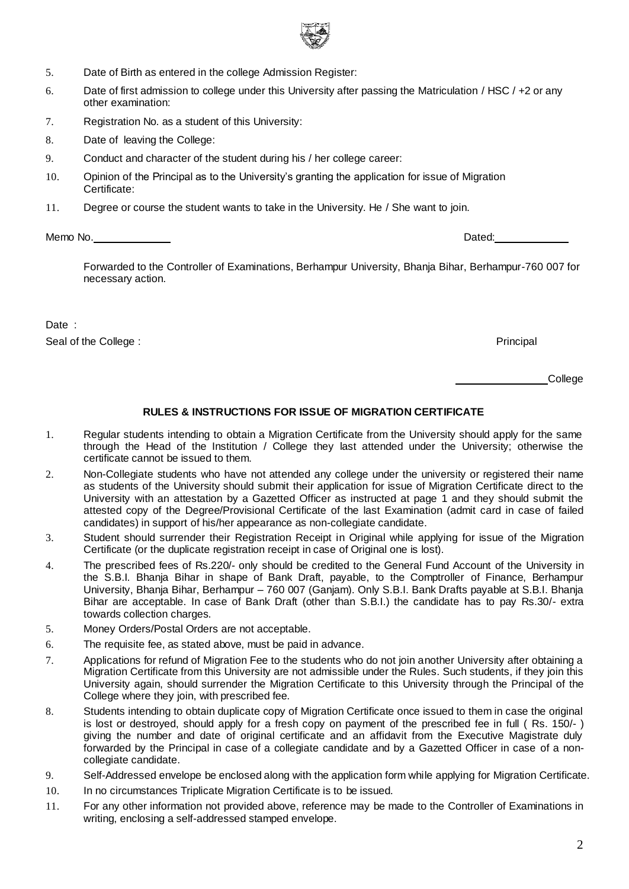5. Date of Birth as entered in the college Admission Register:
6. Date of first admission to college under this University after passing the Matriculation / HSC / +2 or any other examination:
7. Registration No. as a student of this University:
8. Date of leaving the College:
9. Conduct and character of the student during his / her college career:
10. Opinion of the Principal as to the University's granting the application for issue of Migration Certificate:
11. Degree or course the student wants to take in the University. He / She want to join.

Memo No.______________ Dated:______________

Forwarded to the Controller of Examinations, Berhampur University, Bhanja Bihar, Berhampur-760 007 for necessary action.

Date :

Seal of the College : Principal

______________College

**RULES & INSTRUCTIONS FOR ISSUE OF MIGRATION CERTIFICATE**

1. Regular students intending to obtain a Migration Certificate from the University should apply for the same through the Head of the Institution / College they last attended under the University; otherwise the certificate cannot be issued to them.
2. Non-Collegiate students who have not attended any college under the university or registered their name as students of the University should submit their application for issue of Migration Certificate direct to the University with an attestation by a Gazetted Officer as instructed at page 1 and they should submit the attested copy of the Degree/Provisional Certificate of the last Examination (admit card in case of failed candidates) in support of his/her appearance as non-collegiate candidate.
3. Student should surrender their Registration Receipt in Original while applying for issue of the Migration Certificate (or the duplicate registration receipt in case of Original one is lost).
4. The prescribed fees of Rs.220/- only should be credited to the General Fund Account of the University in the S.B.I. Bhanja Bihar in shape of Bank Draft, payable, to the Comptroller of Finance, Berhampur University, Bhanja Bihar, Berhampur – 760 007 (Ganjam). Only S.B.I. Bank Drafts payable at S.B.I. Bhanja Bihar are acceptable. In case of Bank Draft (other than S.B.I.) the candidate has to pay Rs.30/- extra towards collection charges.
5. Money Orders/Postal Orders are not acceptable.
6. The requisite fee, as stated above, must be paid in advance.
7. Applications for refund of Migration Fee to the students who do not join another University after obtaining a Migration Certificate from this University are not admissible under the Rules. Such students, if they join this University again, should surrender the Migration Certificate to this University through the Principal of the College where they join, with prescribed fee.
8. Students intending to obtain duplicate copy of Migration Certificate once issued to them in case the original is lost or destroyed, should apply for a fresh copy on payment of the prescribed fee in full ( Rs. 150/- ) giving the number and date of original certificate and an affidavit from the Executive Magistrate duly forwarded by the Principal in case of a collegiate candidate and by a Gazetted Officer in case of a non-collegiate candidate.
9. Self-Addressed envelope be enclosed along with the application form while applying for Migration Certificate.
10. In no circumstances Triplicate Migration Certificate is to be issued.
11. For any other information not provided above, reference may be made to the Controller of Examinations in writing, enclosing a self-addressed stamped envelope.